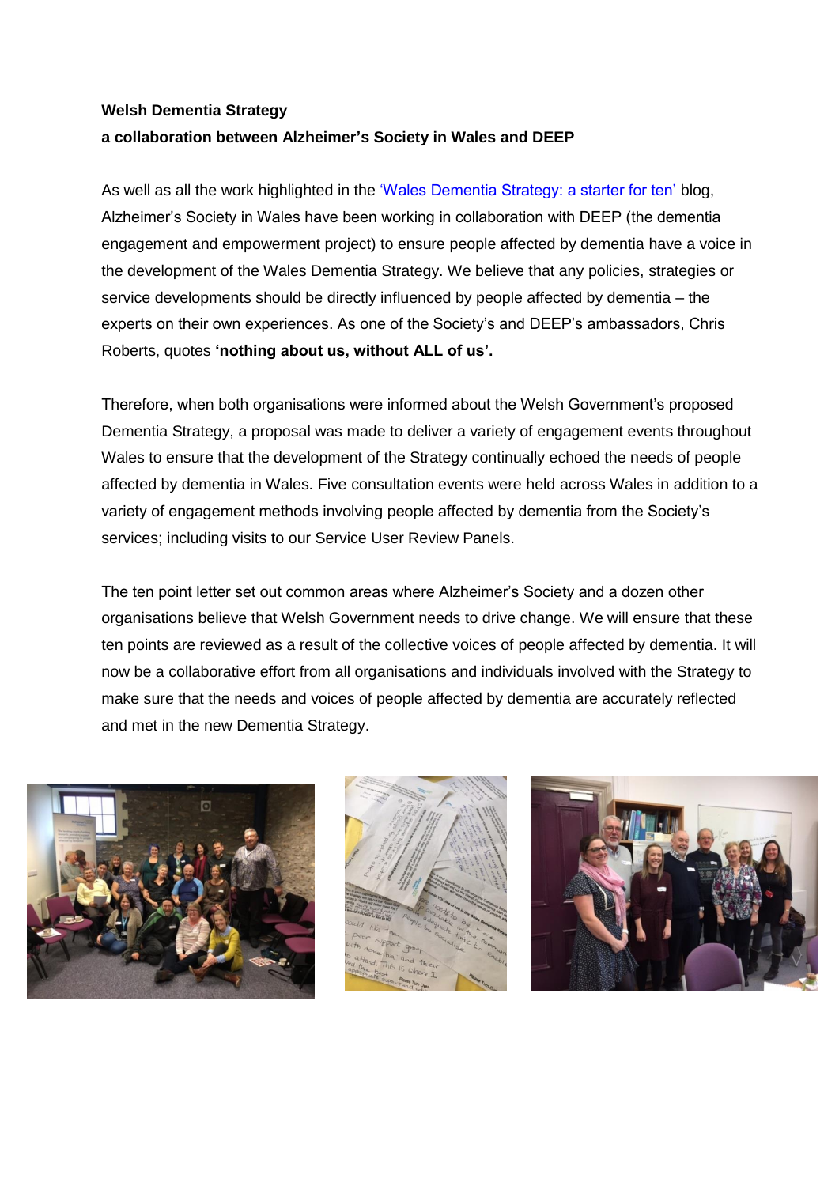**Welsh Dementia Strategy**

**a collaboration between Alzheimer's Society in Wales and DEEP**

As well as all the work highlighted in the 'Wales Dementia Strategy: a starter for ten' blog, Alzheimer's Society in Wales have been working in collaboration with DEEP (the dementia engagement and empowerment project) to ensure people affected by dementia have a voice in the development of the Wales Dementia Strategy. We believe that any policies, strategies or service developments should be directly influenced by people affected by dementia – the experts on their own experiences. As one of the Society's and DEEP's ambassadors, Chris Roberts, quotes **'nothing about us, without ALL of us'.**

Therefore, when both organisations were informed about the Welsh Government's proposed Dementia Strategy, a proposal was made to deliver a variety of engagement events throughout Wales to ensure that the development of the Strategy continually echoed the needs of people affected by dementia in Wales. Five consultation events were held across Wales in addition to a variety of engagement methods involving people affected by dementia from the Society's services; including visits to our Service User Review Panels.

The ten point letter set out common areas where Alzheimer's Society and a dozen other organisations believe that Welsh Government needs to drive change. We will ensure that these ten points are reviewed as a result of the collective voices of people affected by dementia. It will now be a collaborative effort from all organisations and individuals involved with the Strategy to make sure that the needs and voices of people affected by dementia are accurately reflected and met in the new Dementia Strategy.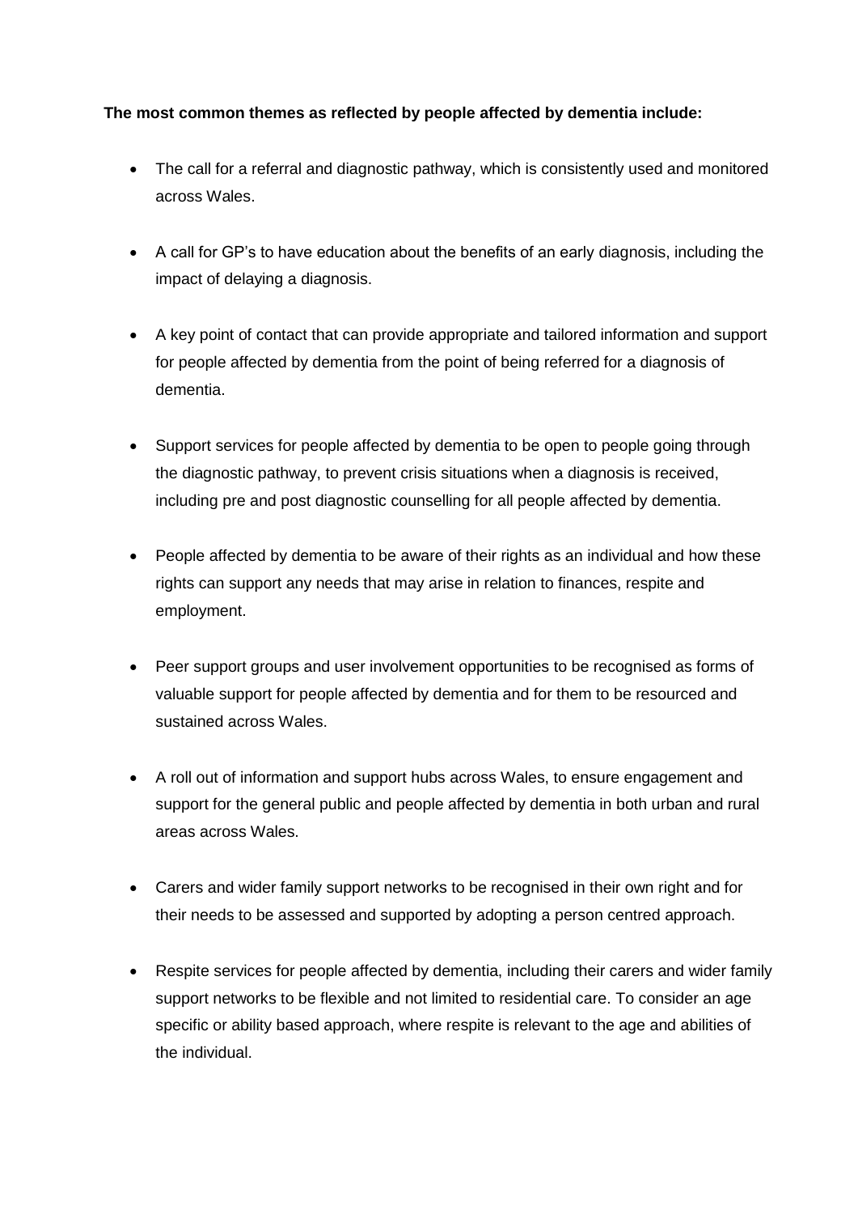**The most common themes as reflected by people affected by dementia include:**

- The call for a referral and diagnostic pathway, which is consistently used and monitored across Wales.
- A call for GP's to have education about the benefits of an early diagnosis, including the impact of delaying a diagnosis.
- A key point of contact that can provide appropriate and tailored information and support for people affected by dementia from the point of being referred for a diagnosis of dementia.
- Support services for people affected by dementia to be open to people going through the diagnostic pathway, to prevent crisis situations when a diagnosis is received, including pre and post diagnostic counselling for all people affected by dementia.
- People affected by dementia to be aware of their rights as an individual and how these rights can support any needs that may arise in relation to finances, respite and employment.
- Peer support groups and user involvement opportunities to be recognised as forms of valuable support for people affected by dementia and for them to be resourced and sustained across Wales.
- A roll out of information and support hubs across Wales, to ensure engagement and support for the general public and people affected by dementia in both urban and rural areas across Wales.
- Carers and wider family support networks to be recognised in their own right and for their needs to be assessed and supported by adopting a person centred approach.
- Respite services for people affected by dementia, including their carers and wider family support networks to be flexible and not limited to residential care. To consider an age specific or ability based approach, where respite is relevant to the age and abilities of the individual.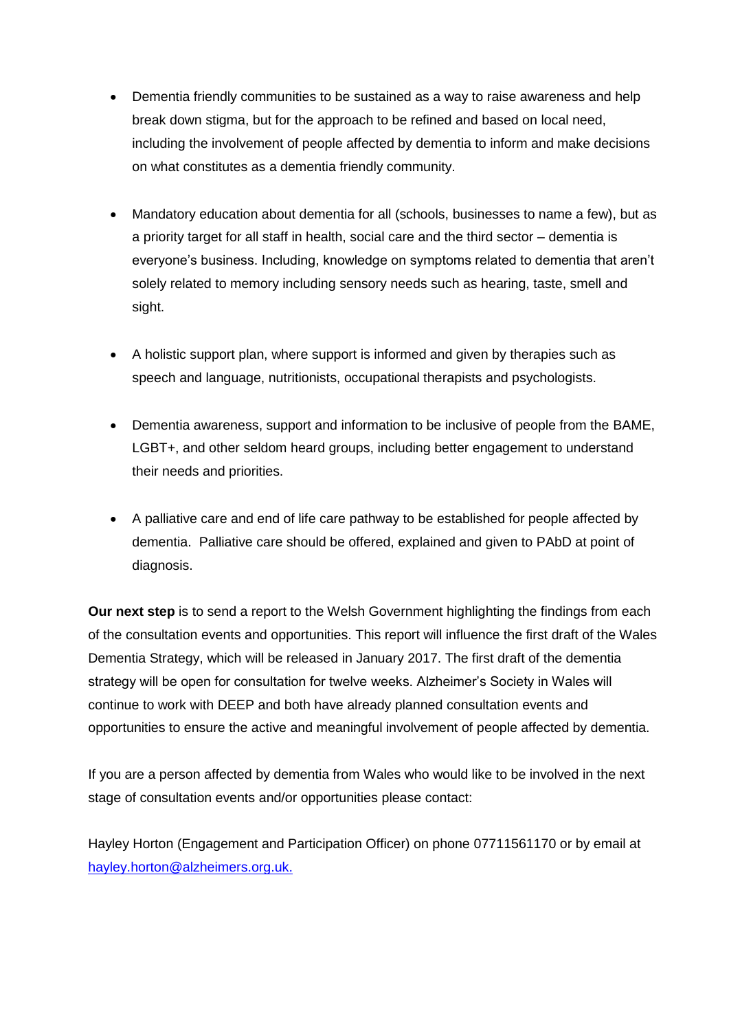- Dementia friendly communities to be sustained as a way to raise awareness and help break down stigma, but for the approach to be refined and based on local need, including the involvement of people affected by dementia to inform and make decisions on what constitutes as a dementia friendly community.

- Mandatory education about dementia for all (schools, businesses to name a few), but as a priority target for all staff in health, social care and the third sector – dementia is everyone's business. Including, knowledge on symptoms related to dementia that aren't solely related to memory including sensory needs such as hearing, taste, smell and sight.

- A holistic support plan, where support is informed and given by therapies such as speech and language, nutritionists, occupational therapists and psychologists.

- Dementia awareness, support and information to be inclusive of people from the BAME, LGBT+, and other seldom heard groups, including better engagement to understand their needs and priorities.

- A palliative care and end of life care pathway to be established for people affected by dementia. Palliative care should be offered, explained and given to PAbD at point of diagnosis.

**Our next step** is to send a report to the Welsh Government highlighting the findings from each of the consultation events and opportunities. This report will influence the first draft of the Wales Dementia Strategy, which will be released in January 2017. The first draft of the dementia strategy will be open for consultation for twelve weeks. Alzheimer's Society in Wales will continue to work with DEEP and both have already planned consultation events and opportunities to ensure the active and meaningful involvement of people affected by dementia.

If you are a person affected by dementia from Wales who would like to be involved in the next stage of consultation events and/or opportunities please contact:

Hayley Horton (Engagement and Participation Officer) on phone 07711561170 or by email at hayley.horton@alzheimers.org.uk.